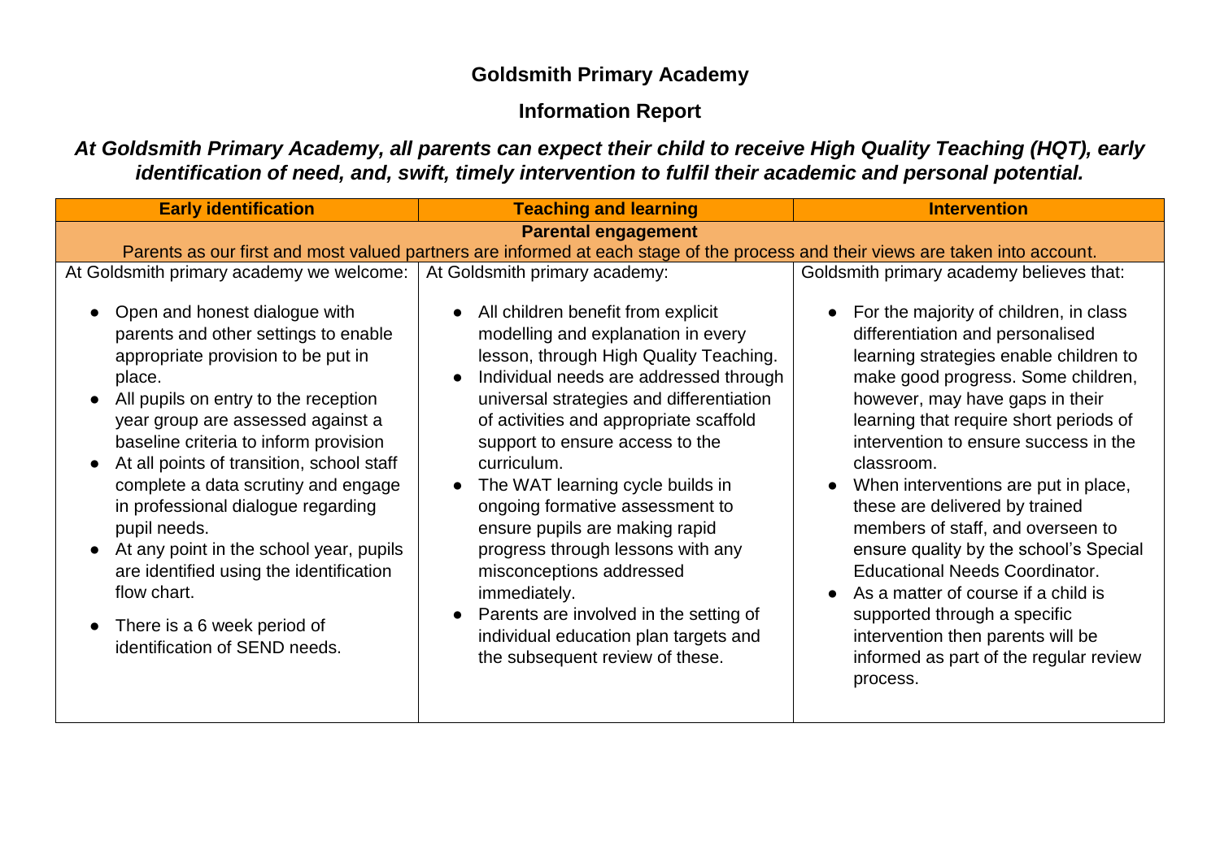# Goldsmith Primary Academy

## Information Report

***At Goldsmith Primary Academy, all parents can expect their child to receive High Quality Teaching (HQT), early identification of need, and, swift, timely intervention to fulfil their academic and personal potential.***

| **Early identification** | **Teaching and learning** | **Intervention** |
|---|---|---|
| **Parental engagement**<br>Parents as our first and most valued partners are informed at each stage of the process and their views are taken into account. | | |
| At Goldsmith primary academy we welcome:<br><br>• Open and honest dialogue with parents and other settings to enable appropriate provision to be put in place.<br>• All pupils on entry to the reception year group are assessed against a baseline criteria to inform provision<br>• At all points of transition, school staff complete a data scrutiny and engage in professional dialogue regarding pupil needs.<br>• At any point in the school year, pupils are identified using the identification flow chart.<br>• There is a 6 week period of identification of SEND needs. | At Goldsmith primary academy:<br><br>• All children benefit from explicit modelling and explanation in every lesson, through High Quality Teaching.<br>• Individual needs are addressed through universal strategies and differentiation of activities and appropriate scaffold support to ensure access to the curriculum.<br>• The WAT learning cycle builds in ongoing formative assessment to ensure pupils are making rapid progress through lessons with any misconceptions addressed immediately.<br>• Parents are involved in the setting of individual education plan targets and the subsequent review of these. | Goldsmith primary academy believes that:<br><br>• For the majority of children, in class differentiation and personalised learning strategies enable children to make good progress. Some children, however, may have gaps in their learning that require short periods of intervention to ensure success in the classroom.<br>• When interventions are put in place, these are delivered by trained members of staff, and overseen to ensure quality by the school's Special Educational Needs Coordinator.<br>• As a matter of course if a child is supported through a specific intervention then parents will be informed as part of the regular review process. |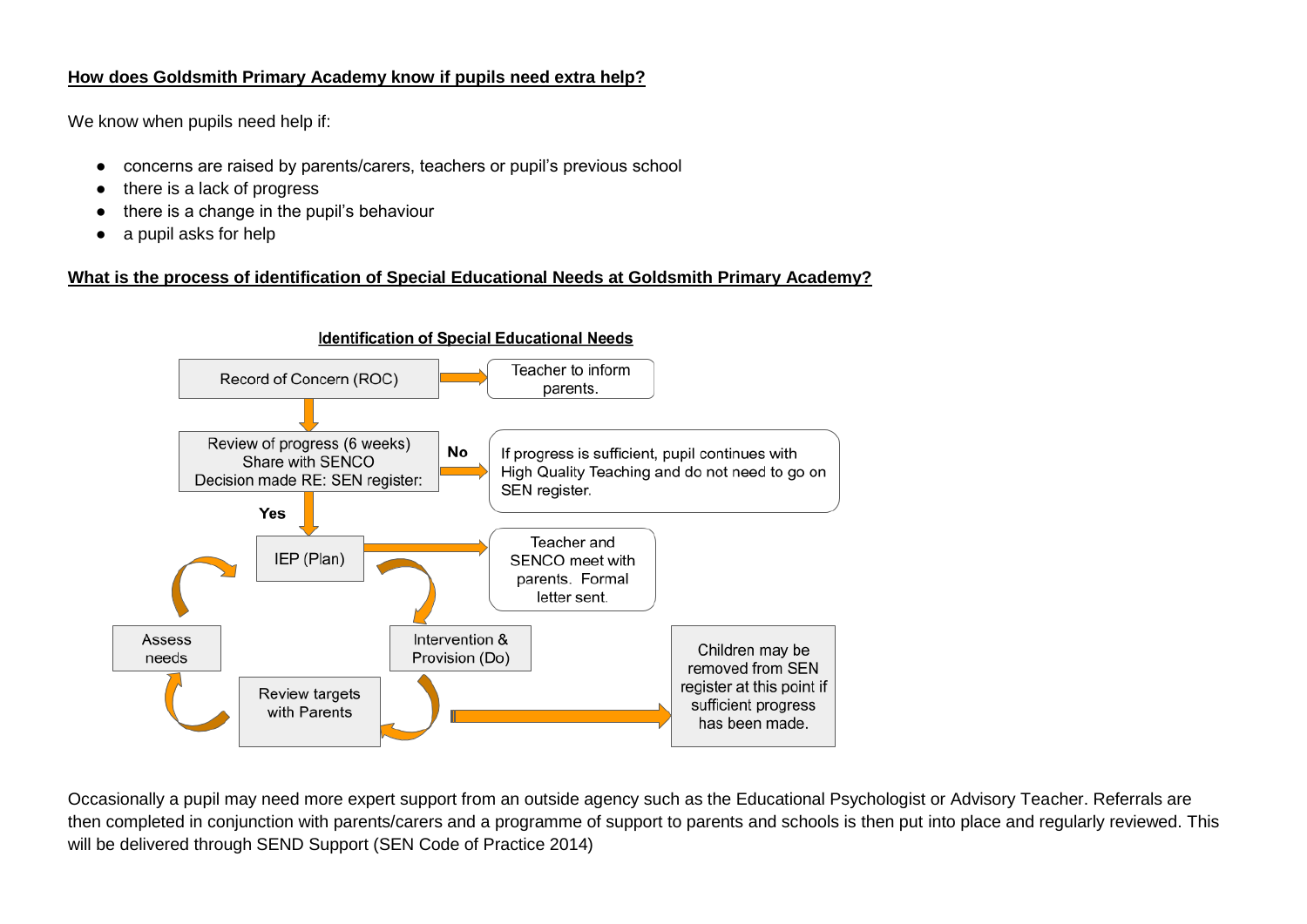**How does Goldsmith Primary Academy know if pupils need extra help?**

We know when pupils need help if:

- concerns are raised by parents/carers, teachers or pupil's previous school
- there is a lack of progress
- there is a change in the pupil's behaviour
- a pupil asks for help

**What is the process of identification of Special Educational Needs at Goldsmith Primary Academy?**

**Identification of Special Educational Needs**

Record of Concern (ROC) → Teacher to inform parents.

Review of progress (6 weeks)
Share with SENCO
Decision made RE: SEN register:

No → If progress is sufficient, pupil continues with High Quality Teaching and do not need to go on SEN register.

Yes → IEP (Plan) → Teacher and SENCO meet with parents. Formal letter sent.

IEP (Plan) → Intervention & Provision (Do) → Review targets with Parents → Assess needs → IEP (Plan)

Review targets with Parents → Children may be removed from SEN register at this point if sufficient progress has been made.

Occasionally a pupil may need more expert support from an outside agency such as the Educational Psychologist or Advisory Teacher. Referrals are then completed in conjunction with parents/carers and a programme of support to parents and schools is then put into place and regularly reviewed. This will be delivered through SEND Support (SEN Code of Practice 2014)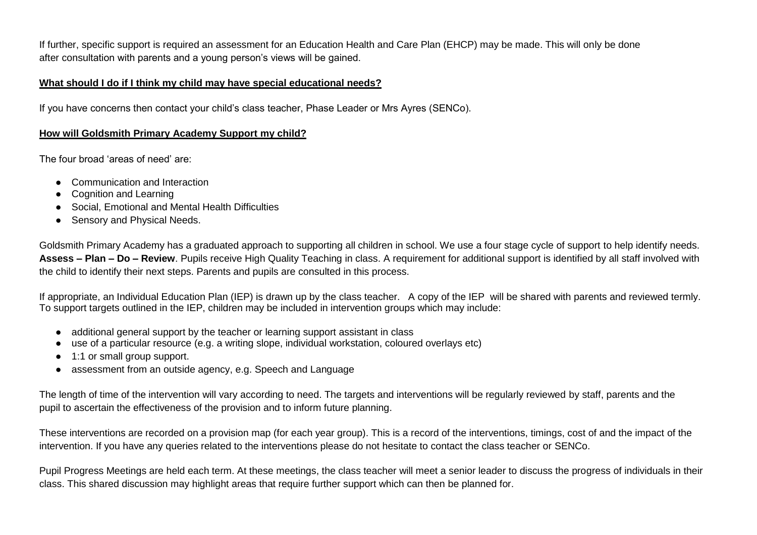If further, specific support is required an assessment for an Education Health and Care Plan (EHCP) may be made. This will only be done after consultation with parents and a young person's views will be gained.

**What should I do if I think my child may have special educational needs?**

If you have concerns then contact your child's class teacher, Phase Leader or Mrs Ayres (SENCo).

**How will Goldsmith Primary Academy Support my child?**

The four broad 'areas of need' are:

- Communication and Interaction
- Cognition and Learning
- Social, Emotional and Mental Health Difficulties
- Sensory and Physical Needs.

Goldsmith Primary Academy has a graduated approach to supporting all children in school. We use a four stage cycle of support to help identify needs. **Assess – Plan – Do – Review**. Pupils receive High Quality Teaching in class. A requirement for additional support is identified by all staff involved with the child to identify their next steps. Parents and pupils are consulted in this process.

If appropriate, an Individual Education Plan (IEP) is drawn up by the class teacher. A copy of the IEP will be shared with parents and reviewed termly. To support targets outlined in the IEP, children may be included in intervention groups which may include:

- additional general support by the teacher or learning support assistant in class
- use of a particular resource (e.g. a writing slope, individual workstation, coloured overlays etc)
- 1:1 or small group support.
- assessment from an outside agency, e.g. Speech and Language

The length of time of the intervention will vary according to need. The targets and interventions will be regularly reviewed by staff, parents and the pupil to ascertain the effectiveness of the provision and to inform future planning.

These interventions are recorded on a provision map (for each year group). This is a record of the interventions, timings, cost of and the impact of the intervention. If you have any queries related to the interventions please do not hesitate to contact the class teacher or SENCo.

Pupil Progress Meetings are held each term. At these meetings, the class teacher will meet a senior leader to discuss the progress of individuals in their class. This shared discussion may highlight areas that require further support which can then be planned for.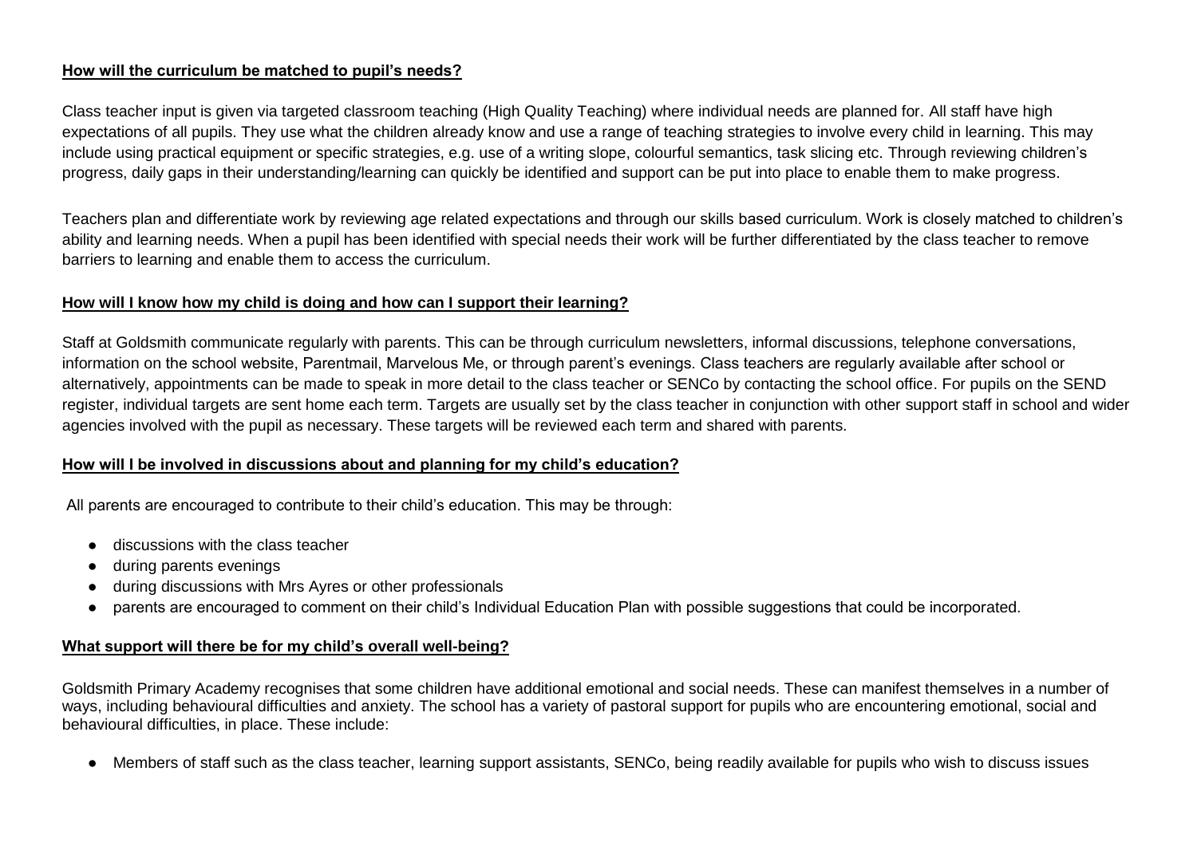**How will the curriculum be matched to pupil's needs?**

Class teacher input is given via targeted classroom teaching (High Quality Teaching) where individual needs are planned for. All staff have high expectations of all pupils. They use what the children already know and use a range of teaching strategies to involve every child in learning. This may include using practical equipment or specific strategies, e.g. use of a writing slope, colourful semantics, task slicing etc. Through reviewing children's progress, daily gaps in their understanding/learning can quickly be identified and support can be put into place to enable them to make progress.

Teachers plan and differentiate work by reviewing age related expectations and through our skills based curriculum. Work is closely matched to children's ability and learning needs. When a pupil has been identified with special needs their work will be further differentiated by the class teacher to remove barriers to learning and enable them to access the curriculum.

**How will I know how my child is doing and how can I support their learning?**

Staff at Goldsmith communicate regularly with parents. This can be through curriculum newsletters, informal discussions, telephone conversations, information on the school website, Parentmail, Marvelous Me, or through parent's evenings. Class teachers are regularly available after school or alternatively, appointments can be made to speak in more detail to the class teacher or SENCo by contacting the school office. For pupils on the SEND register, individual targets are sent home each term. Targets are usually set by the class teacher in conjunction with other support staff in school and wider agencies involved with the pupil as necessary. These targets will be reviewed each term and shared with parents.

**How will I be involved in discussions about and planning for my child's education?**

All parents are encouraged to contribute to their child's education. This may be through:

- discussions with the class teacher
- during parents evenings
- during discussions with Mrs Ayres or other professionals
- parents are encouraged to comment on their child's Individual Education Plan with possible suggestions that could be incorporated.

**What support will there be for my child's overall well-being?**

Goldsmith Primary Academy recognises that some children have additional emotional and social needs. These can manifest themselves in a number of ways, including behavioural difficulties and anxiety. The school has a variety of pastoral support for pupils who are encountering emotional, social and behavioural difficulties, in place. These include:

- Members of staff such as the class teacher, learning support assistants, SENCo, being readily available for pupils who wish to discuss issues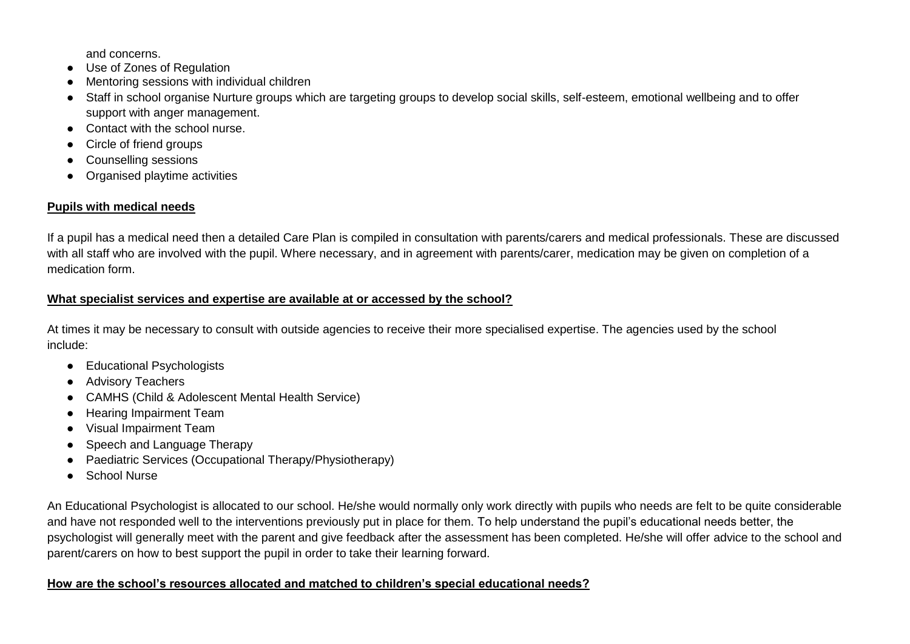and concerns.

- Use of Zones of Regulation
- Mentoring sessions with individual children
- Staff in school organise Nurture groups which are targeting groups to develop social skills, self-esteem, emotional wellbeing and to offer support with anger management.
- Contact with the school nurse.
- Circle of friend groups
- Counselling sessions
- Organised playtime activities

**Pupils with medical needs**

If a pupil has a medical need then a detailed Care Plan is compiled in consultation with parents/carers and medical professionals. These are discussed with all staff who are involved with the pupil. Where necessary, and in agreement with parents/carer, medication may be given on completion of a medication form.

**What specialist services and expertise are available at or accessed by the school?**

At times it may be necessary to consult with outside agencies to receive their more specialised expertise. The agencies used by the school include:

- Educational Psychologists
- Advisory Teachers
- CAMHS (Child & Adolescent Mental Health Service)
- Hearing Impairment Team
- Visual Impairment Team
- Speech and Language Therapy
- Paediatric Services (Occupational Therapy/Physiotherapy)
- School Nurse

An Educational Psychologist is allocated to our school. He/she would normally only work directly with pupils who needs are felt to be quite considerable and have not responded well to the interventions previously put in place for them. To help understand the pupil's educational needs better, the psychologist will generally meet with the parent and give feedback after the assessment has been completed. He/she will offer advice to the school and parent/carers on how to best support the pupil in order to take their learning forward.

**How are the school's resources allocated and matched to children's special educational needs?**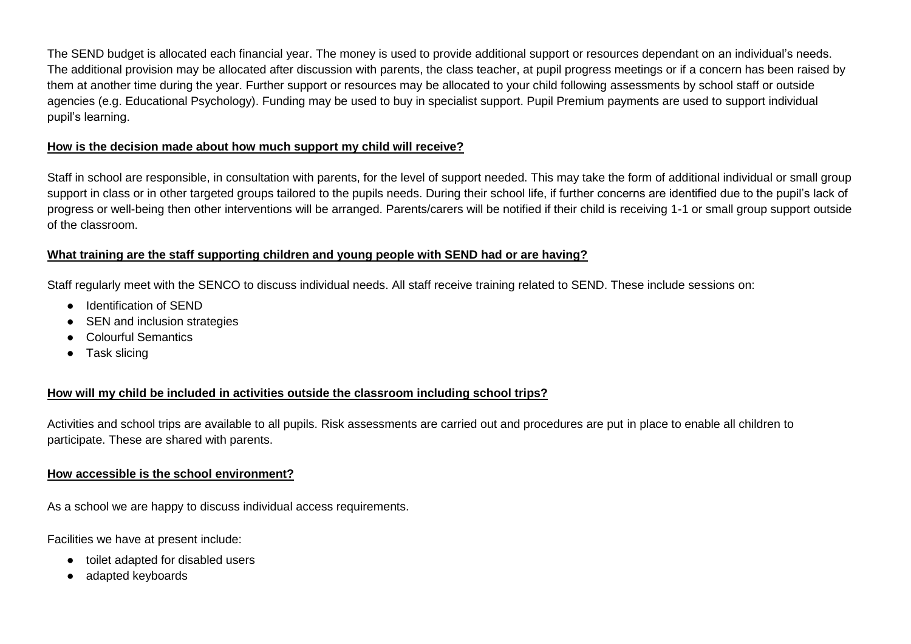The SEND budget is allocated each financial year. The money is used to provide additional support or resources dependant on an individual's needs. The additional provision may be allocated after discussion with parents, the class teacher, at pupil progress meetings or if a concern has been raised by them at another time during the year. Further support or resources may be allocated to your child following assessments by school staff or outside agencies (e.g. Educational Psychology). Funding may be used to buy in specialist support. Pupil Premium payments are used to support individual pupil's learning.

**How is the decision made about how much support my child will receive?**

Staff in school are responsible, in consultation with parents, for the level of support needed. This may take the form of additional individual or small group support in class or in other targeted groups tailored to the pupils needs. During their school life, if further concerns are identified due to the pupil's lack of progress or well-being then other interventions will be arranged. Parents/carers will be notified if their child is receiving 1-1 or small group support outside of the classroom.

**What training are the staff supporting children and young people with SEND had or are having?**

Staff regularly meet with the SENCO to discuss individual needs. All staff receive training related to SEND. These include sessions on:

- Identification of SEND
- SEN and inclusion strategies
- Colourful Semantics
- Task slicing

**How will my child be included in activities outside the classroom including school trips?**

Activities and school trips are available to all pupils. Risk assessments are carried out and procedures are put in place to enable all children to participate. These are shared with parents.

**How accessible is the school environment?**

As a school we are happy to discuss individual access requirements.

Facilities we have at present include:

- toilet adapted for disabled users
- adapted keyboards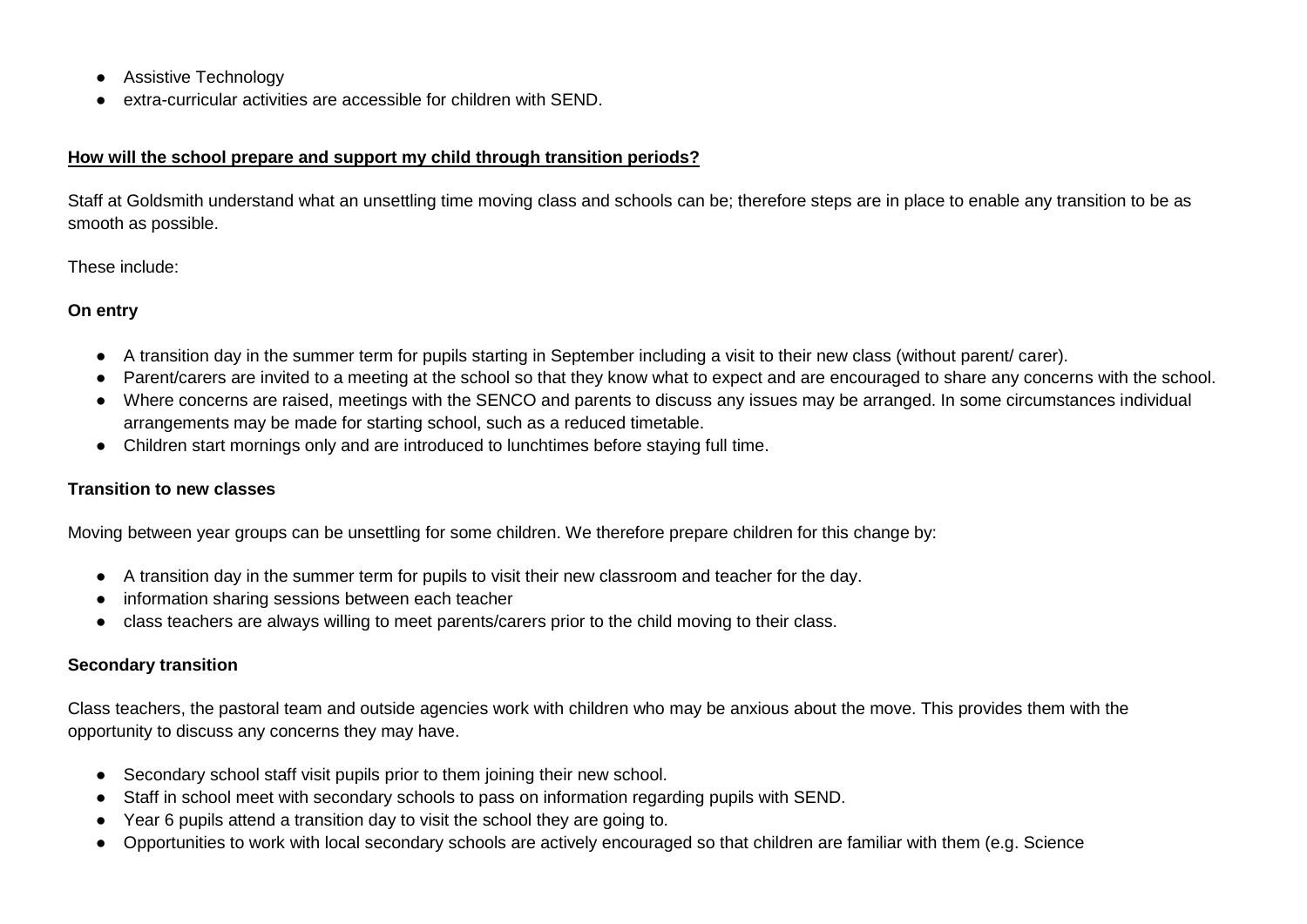- Assistive Technology
- extra-curricular activities are accessible for children with SEND.

**<u>How will the school prepare and support my child through transition periods?</u>**

Staff at Goldsmith understand what an unsettling time moving class and schools can be; therefore steps are in place to enable any transition to be as smooth as possible.

These include:

**On entry**

- A transition day in the summer term for pupils starting in September including a visit to their new class (without parent/ carer).
- Parent/carers are invited to a meeting at the school so that they know what to expect and are encouraged to share any concerns with the school.
- Where concerns are raised, meetings with the SENCO and parents to discuss any issues may be arranged. In some circumstances individual arrangements may be made for starting school, such as a reduced timetable.
- Children start mornings only and are introduced to lunchtimes before staying full time.

**Transition to new classes**

Moving between year groups can be unsettling for some children. We therefore prepare children for this change by:

- A transition day in the summer term for pupils to visit their new classroom and teacher for the day.
- information sharing sessions between each teacher
- class teachers are always willing to meet parents/carers prior to the child moving to their class.

**Secondary transition**

Class teachers, the pastoral team and outside agencies work with children who may be anxious about the move. This provides them with the opportunity to discuss any concerns they may have.

- Secondary school staff visit pupils prior to them joining their new school.
- Staff in school meet with secondary schools to pass on information regarding pupils with SEND.
- Year 6 pupils attend a transition day to visit the school they are going to.
- Opportunities to work with local secondary schools are actively encouraged so that children are familiar with them (e.g. Science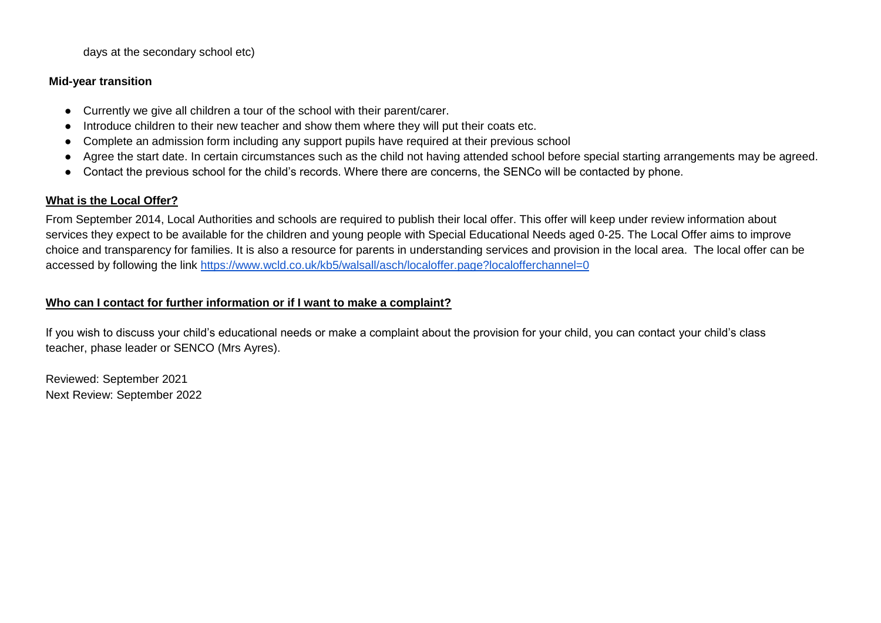days at the secondary school etc)

**Mid-year transition**

- Currently we give all children a tour of the school with their parent/carer.
- Introduce children to their new teacher and show them where they will put their coats etc.
- Complete an admission form including any support pupils have required at their previous school
- Agree the start date. In certain circumstances such as the child not having attended school before special starting arrangements may be agreed.
- Contact the previous school for the child's records. Where there are concerns, the SENCo will be contacted by phone.

**What is the Local Offer?**

From September 2014, Local Authorities and schools are required to publish their local offer. This offer will keep under review information about services they expect to be available for the children and young people with Special Educational Needs aged 0-25. The Local Offer aims to improve choice and transparency for families. It is also a resource for parents in understanding services and provision in the local area. The local offer can be accessed by following the link https://www.wcld.co.uk/kb5/walsall/asch/localoffer.page?localofferchannel=0

**Who can I contact for further information or if I want to make a complaint?**

If you wish to discuss your child's educational needs or make a complaint about the provision for your child, you can contact your child's class teacher, phase leader or SENCO (Mrs Ayres).

Reviewed: September 2021
Next Review: September 2022